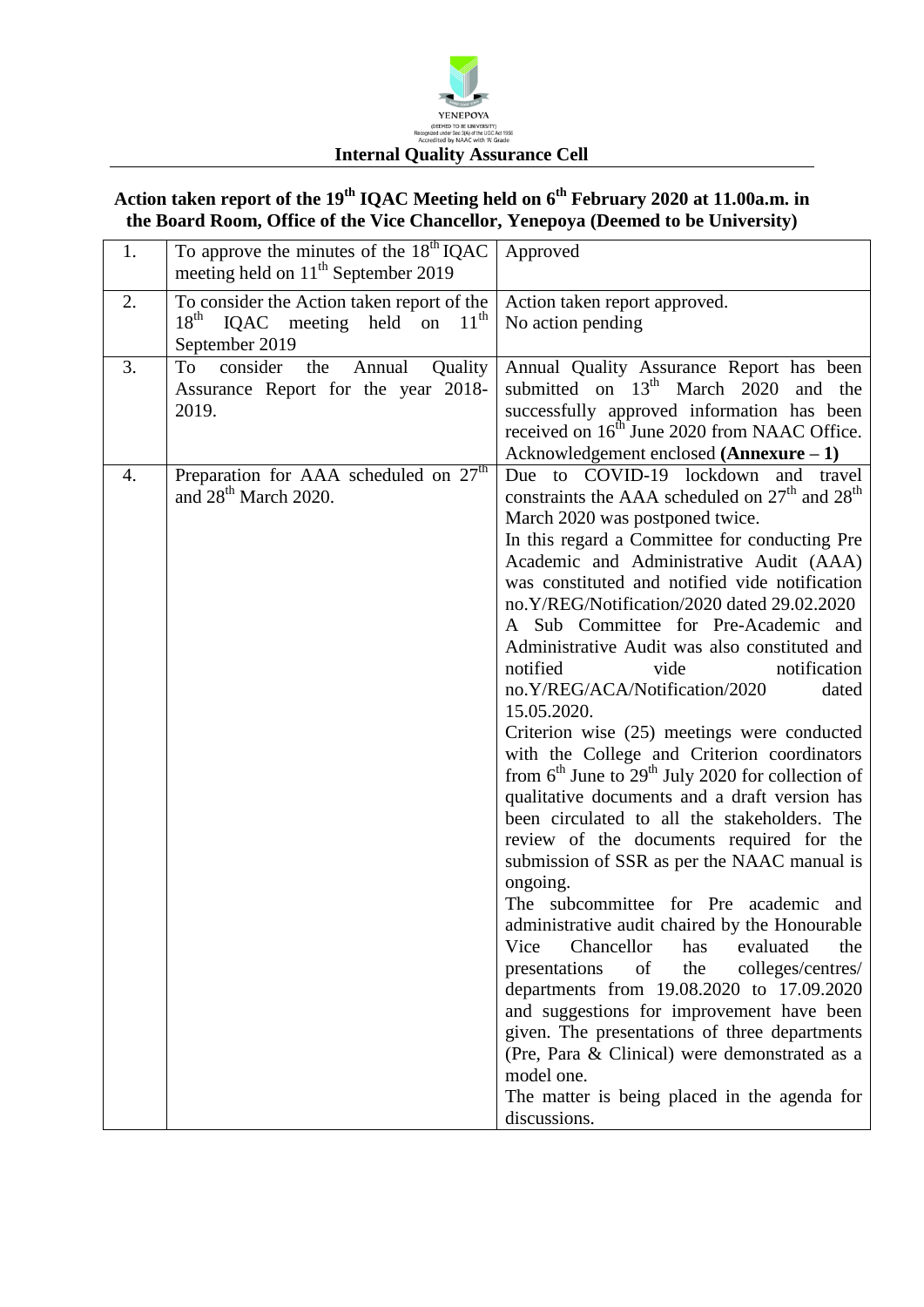YENEPOYA

(DEEMED TO BE UNIVERSITY)
Recognized under Sec 3(A) of the UGC Act 1956
Accredited by NAAC with 'A' Grade

**Internal Quality Assurance Cell**

## Action taken report of the 19th IQAC Meeting held on 6th February 2020 at 11.00a.m. in the Board Room, Office of the Vice Chancellor, Yenepoya (Deemed to be University)

| | | |
|---|---|---|
| 1. | To approve the minutes of the 18th IQAC meeting held on 11th September 2019 | Approved |
| 2. | To consider the Action taken report of the 18th IQAC meeting held on 11th September 2019 | Action taken report approved.<br>No action pending |
| 3. | To consider the Annual Quality Assurance Report for the year 2018-2019. | Annual Quality Assurance Report has been submitted on 13th March 2020 and the successfully approved information has been received on 16th June 2020 from NAAC Office. Acknowledgement enclosed **(Annexure – 1)** |
| 4. | Preparation for AAA scheduled on 27th and 28th March 2020. | Due to COVID-19 lockdown and travel constraints the AAA scheduled on 27th and 28th March 2020 was postponed twice.<br>In this regard a Committee for conducting Pre Academic and Administrative Audit (AAA) was constituted and notified vide notification no.Y/REG/Notification/2020 dated 29.02.2020<br>A Sub Committee for Pre-Academic and Administrative Audit was also constituted and notified vide notification no.Y/REG/ACA/Notification/2020 dated 15.05.2020.<br>Criterion wise (25) meetings were conducted with the College and Criterion coordinators from 6th June to 29th July 2020 for collection of qualitative documents and a draft version has been circulated to all the stakeholders. The review of the documents required for the submission of SSR as per the NAAC manual is ongoing.<br>The subcommittee for Pre academic and administrative audit chaired by the Honourable Vice Chancellor has evaluated the presentations of the colleges/centres/ departments from 19.08.2020 to 17.09.2020 and suggestions for improvement have been given. The presentations of three departments (Pre, Para & Clinical) were demonstrated as a model one.<br>The matter is being placed in the agenda for discussions. |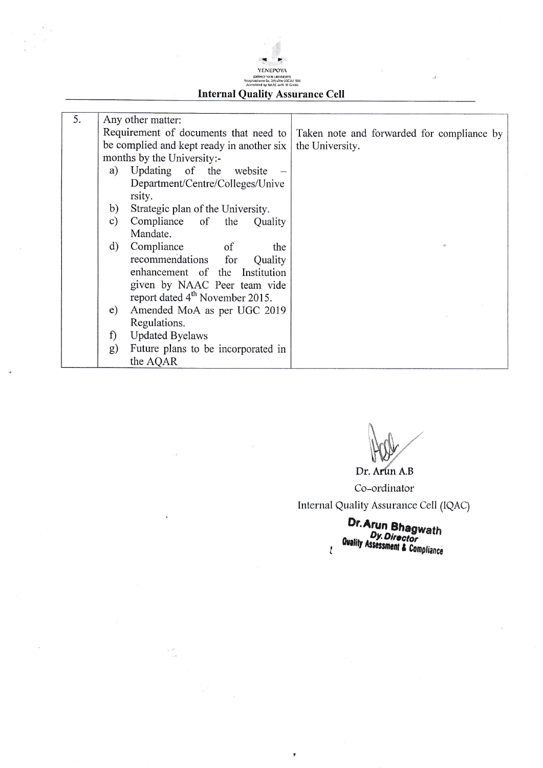YENEPOYA
(DEEMED TO BE UNIVERSITY)
Recognized under Sec. 3(A) of the UGC Act 1956
Accredited by NAAC with 'A' Grade

## Internal Quality Assurance Cell

| | | |
|---|---|---|
| 5. | Any other matter:<br>Requirement of documents that need to be complied and kept ready in another six months by the University:-<br>a) Updating of the website – Department/Centre/Colleges/University.<br>b) Strategic plan of the University.<br>c) Compliance of the Quality Mandate.<br>d) Compliance of the recommendations for Quality enhancement of the Institution given by NAAC Peer team vide report dated 4th November 2015.<br>e) Amended MoA as per UGC 2019 Regulations.<br>f) Updated Byelaws<br>g) Future plans to be incorporated in the AQAR | Taken note and forwarded for compliance by the University. |

Dr. Arun A.B
Co-ordinator
Internal Quality Assurance Cell (IQAC)

Dr. Arun Bhagwath
Dy. Director
Quality Assessment & Compliance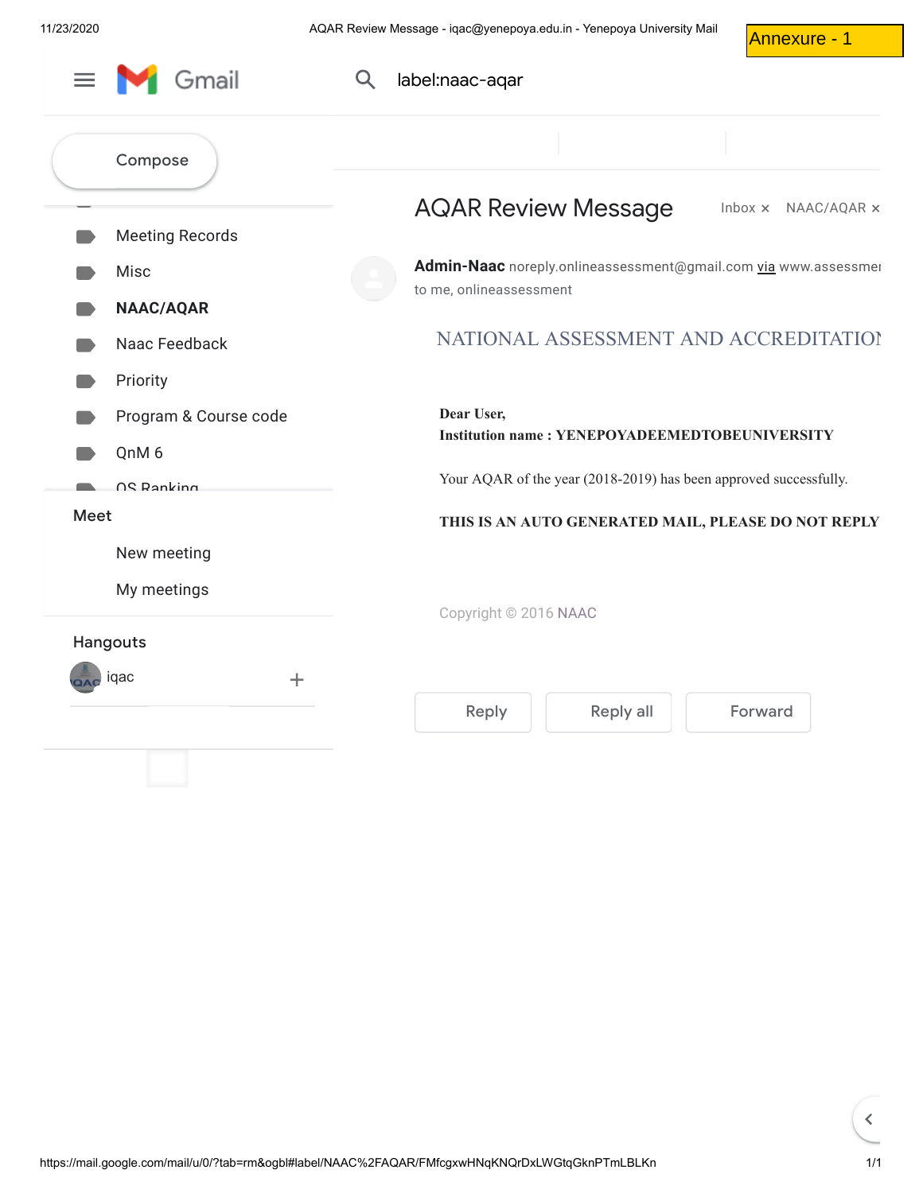Annexure - 1

Gmail

label:naac-aqar

Compose

Meeting Records

Misc

**NAAC/AQAR**

Naac Feedback

Priority

Program & Course code

QnM 6

QS Ranking

Meet

New meeting

My meetings

Hangouts

iqac

# AQAR Review Message

Inbox × NAAC/AQAR ×

**Admin-Naac** noreply.onlineassessment@gmail.com via www.assessmer
to me, onlineassessment

NATIONAL ASSESSMENT AND ACCREDITATIO

**Dear User,**
**Institution name : YENEPOYADEEMEDTOBEUNIVERSITY**

Your AQAR of the year (2018-2019) has been approved successfully.

**THIS IS AN AUTO GENERATED MAIL, PLEASE DO NOT REPLY**

Copyright © 2016 NAAC

Reply Reply all Forward